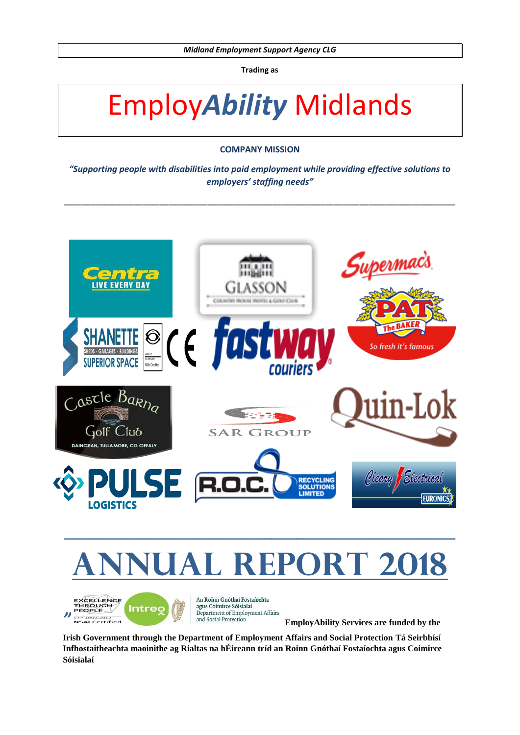*Midland Employment Support Agency CLG*

**Trading as**

# Employ*Ability* Midlands

**COMPANY MISSION**

***"Supporting people with disabilities into paid employment while providing effective solutions to employers' staffing needs"***

---

# ANNUAL REPORT 2018

An Roinn Gnóthaí Fostaíochta agus Coimirce Sóisialaí
Department of Employment Affairs and Social Protection

**EmployAbility Services are funded by the Irish Government through the Department of Employment Affairs and Social Protection Tá Seirbhísí Infhostaitheachta maoinithe ag Rialtas na hÉireann tríd an Roinn Gnóthaí Fostaíochta agus Coimirce Sóisialaí**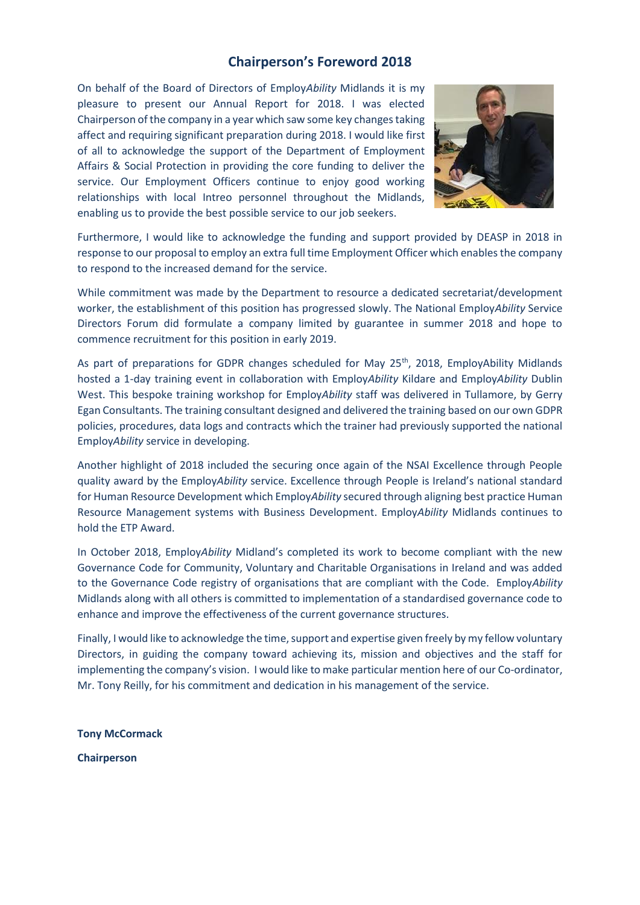## Chairperson's Foreword 2018

On behalf of the Board of Directors of Employ*Ability* Midlands it is my pleasure to present our Annual Report for 2018. I was elected Chairperson of the company in a year which saw some key changes taking affect and requiring significant preparation during 2018. I would like first of all to acknowledge the support of the Department of Employment Affairs & Social Protection in providing the core funding to deliver the service. Our Employment Officers continue to enjoy good working relationships with local Intreo personnel throughout the Midlands, enabling us to provide the best possible service to our job seekers.

Furthermore, I would like to acknowledge the funding and support provided by DEASP in 2018 in response to our proposal to employ an extra full time Employment Officer which enables the company to respond to the increased demand for the service.

While commitment was made by the Department to resource a dedicated secretariat/development worker, the establishment of this position has progressed slowly. The National Employ*Ability* Service Directors Forum did formulate a company limited by guarantee in summer 2018 and hope to commence recruitment for this position in early 2019.

As part of preparations for GDPR changes scheduled for May 25th, 2018, EmployAbility Midlands hosted a 1-day training event in collaboration with Employ*Ability* Kildare and Employ*Ability* Dublin West. This bespoke training workshop for Employ*Ability* staff was delivered in Tullamore, by Gerry Egan Consultants. The training consultant designed and delivered the training based on our own GDPR policies, procedures, data logs and contracts which the trainer had previously supported the national Employ*Ability* service in developing.

Another highlight of 2018 included the securing once again of the NSAI Excellence through People quality award by the Employ*Ability* service. Excellence through People is Ireland's national standard for Human Resource Development which Employ*Ability* secured through aligning best practice Human Resource Management systems with Business Development. Employ*Ability* Midlands continues to hold the ETP Award.

In October 2018, Employ*Ability* Midland's completed its work to become compliant with the new Governance Code for Community, Voluntary and Charitable Organisations in Ireland and was added to the Governance Code registry of organisations that are compliant with the Code. Employ*Ability* Midlands along with all others is committed to implementation of a standardised governance code to enhance and improve the effectiveness of the current governance structures.

Finally, I would like to acknowledge the time, support and expertise given freely by my fellow voluntary Directors, in guiding the company toward achieving its, mission and objectives and the staff for implementing the company's vision. I would like to make particular mention here of our Co-ordinator, Mr. Tony Reilly, for his commitment and dedication in his management of the service.

**Tony McCormack**

**Chairperson**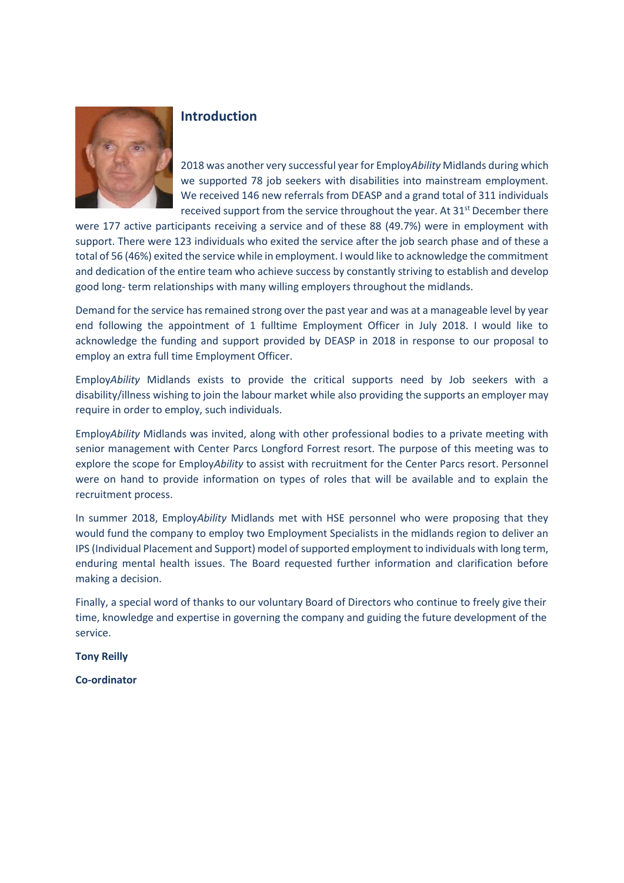## Introduction

2018 was another very successful year for Employ*Ability* Midlands during which we supported 78 job seekers with disabilities into mainstream employment. We received 146 new referrals from DEASP and a grand total of 311 individuals received support from the service throughout the year. At 31st December there were 177 active participants receiving a service and of these 88 (49.7%) were in employment with support. There were 123 individuals who exited the service after the job search phase and of these a total of 56 (46%) exited the service while in employment. I would like to acknowledge the commitment and dedication of the entire team who achieve success by constantly striving to establish and develop good long- term relationships with many willing employers throughout the midlands.

Demand for the service has remained strong over the past year and was at a manageable level by year end following the appointment of 1 fulltime Employment Officer in July 2018. I would like to acknowledge the funding and support provided by DEASP in 2018 in response to our proposal to employ an extra full time Employment Officer.

Employ*Ability* Midlands exists to provide the critical supports need by Job seekers with a disability/illness wishing to join the labour market while also providing the supports an employer may require in order to employ, such individuals.

Employ*Ability* Midlands was invited, along with other professional bodies to a private meeting with senior management with Center Parcs Longford Forrest resort. The purpose of this meeting was to explore the scope for Employ*Ability* to assist with recruitment for the Center Parcs resort. Personnel were on hand to provide information on types of roles that will be available and to explain the recruitment process.

In summer 2018, Employ*Ability* Midlands met with HSE personnel who were proposing that they would fund the company to employ two Employment Specialists in the midlands region to deliver an IPS (Individual Placement and Support) model of supported employment to individuals with long term, enduring mental health issues. The Board requested further information and clarification before making a decision.

Finally, a special word of thanks to our voluntary Board of Directors who continue to freely give their time, knowledge and expertise in governing the company and guiding the future development of the service.

**Tony Reilly**

**Co-ordinator**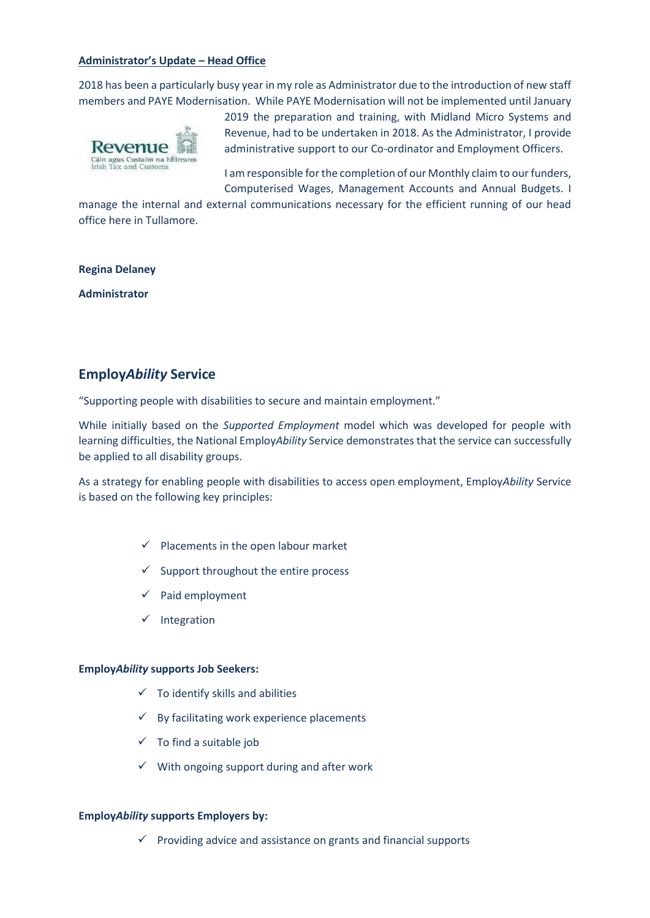**Administrator's Update – Head Office**

2018 has been a particularly busy year in my role as Administrator due to the introduction of new staff members and PAYE Modernisation. While PAYE Modernisation will not be implemented until January 2019 the preparation and training, with Midland Micro Systems and Revenue, had to be undertaken in 2018. As the Administrator, I provide administrative support to our Co-ordinator and Employment Officers.

I am responsible for the completion of our Monthly claim to our funders, Computerised Wages, Management Accounts and Annual Budgets. I manage the internal and external communications necessary for the efficient running of our head office here in Tullamore.

**Regina Delaney**

**Administrator**

## Employ*Ability* Service

"Supporting people with disabilities to secure and maintain employment."

While initially based on the *Supported Employment* model which was developed for people with learning difficulties, the National Employ*Ability* Service demonstrates that the service can successfully be applied to all disability groups.

As a strategy for enabling people with disabilities to access open employment, Employ*Ability* Service is based on the following key principles:

- ✓ Placements in the open labour market
- ✓ Support throughout the entire process
- ✓ Paid employment
- ✓ Integration

**Employ*Ability* supports Job Seekers:**

- ✓ To identify skills and abilities
- ✓ By facilitating work experience placements
- ✓ To find a suitable job
- ✓ With ongoing support during and after work

**Employ*Ability* supports Employers by:**

- ✓ Providing advice and assistance on grants and financial supports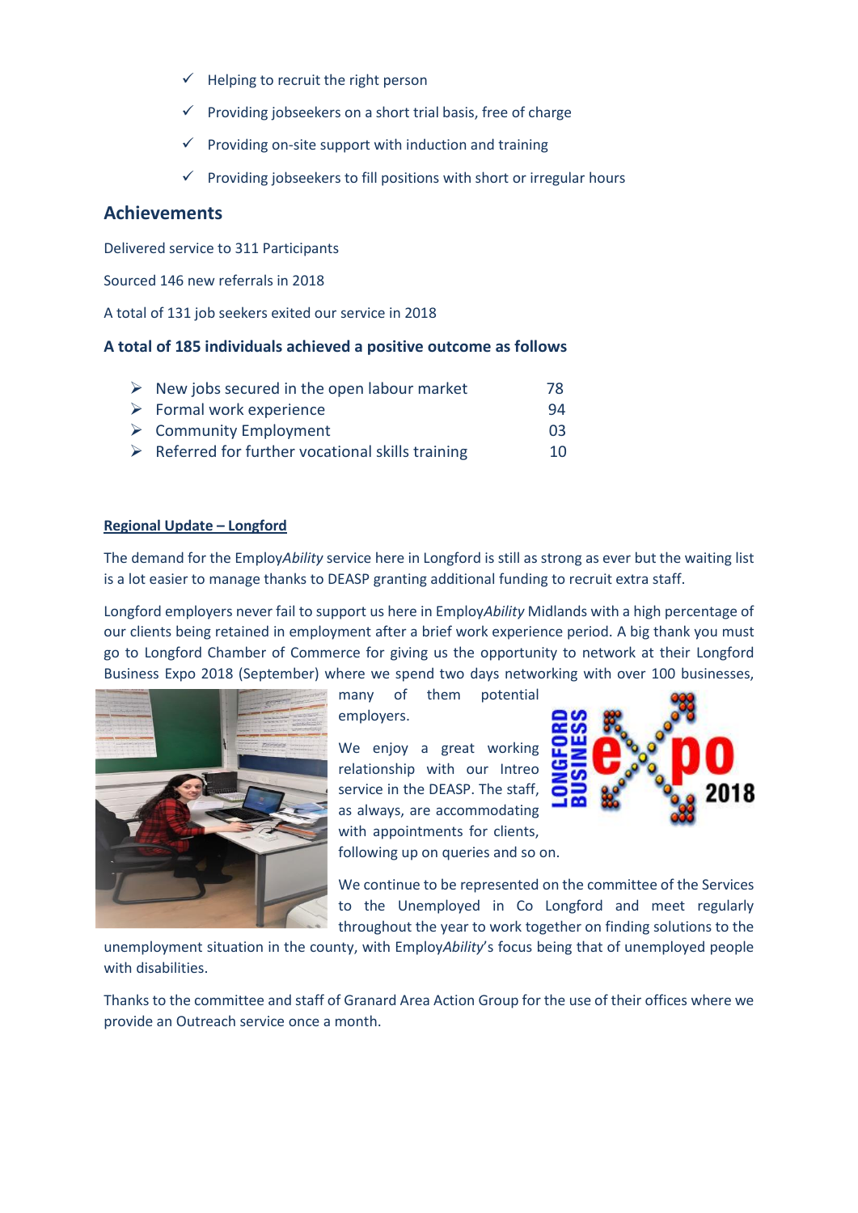- ✓ Helping to recruit the right person
- ✓ Providing jobseekers on a short trial basis, free of charge
- ✓ Providing on-site support with induction and training
- ✓ Providing jobseekers to fill positions with short or irregular hours

## Achievements

Delivered service to 311 Participants

Sourced 146 new referrals in 2018

A total of 131 job seekers exited our service in 2018

### A total of 185 individuals achieved a positive outcome as follows

| | |
|---|---|
| ➢ New jobs secured in the open labour market | 78 |
| ➢ Formal work experience | 94 |
| ➢ Community Employment | 03 |
| ➢ Referred for further vocational skills training | 10 |

**Regional Update – Longford**

The demand for the Employ*Ability* service here in Longford is still as strong as ever but the waiting list is a lot easier to manage thanks to DEASP granting additional funding to recruit extra staff.

Longford employers never fail to support us here in Employ*Ability* Midlands with a high percentage of our clients being retained in employment after a brief work experience period. A big thank you must go to Longford Chamber of Commerce for giving us the opportunity to network at their Longford Business Expo 2018 (September) where we spend two days networking with over 100 businesses, many of them potential employers.

We enjoy a great working relationship with our Intreo service in the DEASP. The staff, as always, are accommodating with appointments for clients, following up on queries and so on.

We continue to be represented on the committee of the Services to the Unemployed in Co Longford and meet regularly throughout the year to work together on finding solutions to the unemployment situation in the county, with Employ*Ability*'s focus being that of unemployed people with disabilities.

Thanks to the committee and staff of Granard Area Action Group for the use of their offices where we provide an Outreach service once a month.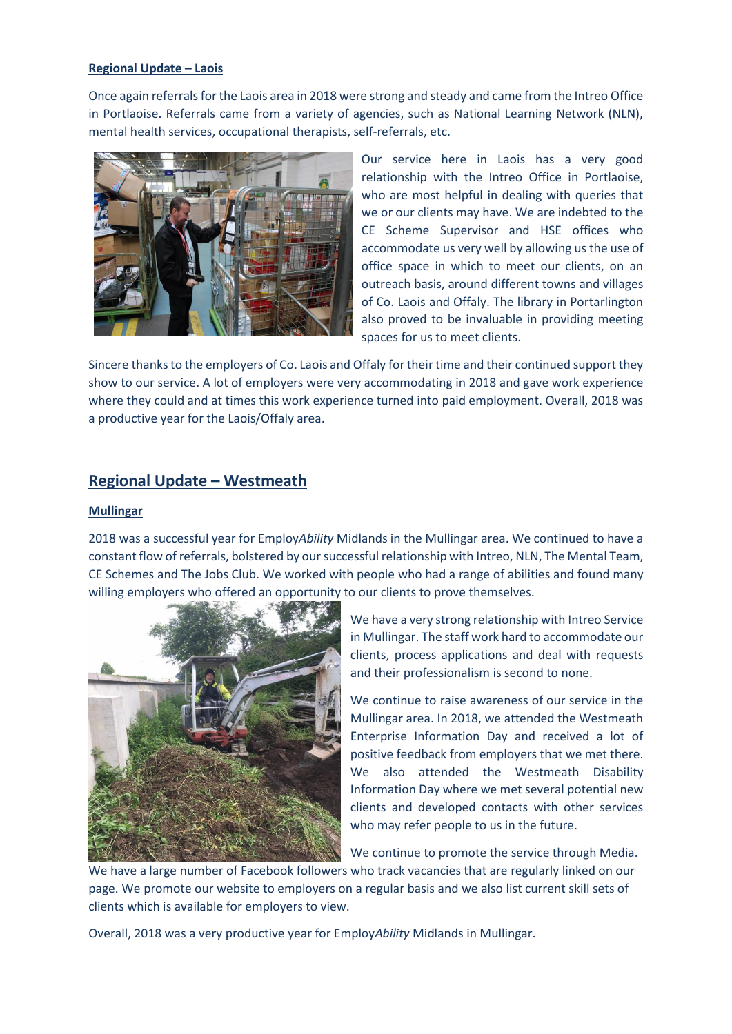## Regional Update – Laois

Once again referrals for the Laois area in 2018 were strong and steady and came from the Intreo Office in Portlaoise. Referrals came from a variety of agencies, such as National Learning Network (NLN), mental health services, occupational therapists, self-referrals, etc.

Our service here in Laois has a very good relationship with the Intreo Office in Portlaoise, who are most helpful in dealing with queries that we or our clients may have. We are indebted to the CE Scheme Supervisor and HSE offices who accommodate us very well by allowing us the use of office space in which to meet our clients, on an outreach basis, around different towns and villages of Co. Laois and Offaly. The library in Portarlington also proved to be invaluable in providing meeting spaces for us to meet clients.

Sincere thanks to the employers of Co. Laois and Offaly for their time and their continued support they show to our service. A lot of employers were very accommodating in 2018 and gave work experience where they could and at times this work experience turned into paid employment. Overall, 2018 was a productive year for the Laois/Offaly area.

## Regional Update – Westmeath

### Mullingar

2018 was a successful year for Employ*Ability* Midlands in the Mullingar area. We continued to have a constant flow of referrals, bolstered by our successful relationship with Intreo, NLN, The Mental Team, CE Schemes and The Jobs Club. We worked with people who had a range of abilities and found many willing employers who offered an opportunity to our clients to prove themselves.

We have a very strong relationship with Intreo Service in Mullingar. The staff work hard to accommodate our clients, process applications and deal with requests and their professionalism is second to none.

We continue to raise awareness of our service in the Mullingar area. In 2018, we attended the Westmeath Enterprise Information Day and received a lot of positive feedback from employers that we met there. We also attended the Westmeath Disability Information Day where we met several potential new clients and developed contacts with other services who may refer people to us in the future.

We continue to promote the service through Media. We have a large number of Facebook followers who track vacancies that are regularly linked on our page. We promote our website to employers on a regular basis and we also list current skill sets of clients which is available for employers to view.

Overall, 2018 was a very productive year for Employ*Ability* Midlands in Mullingar.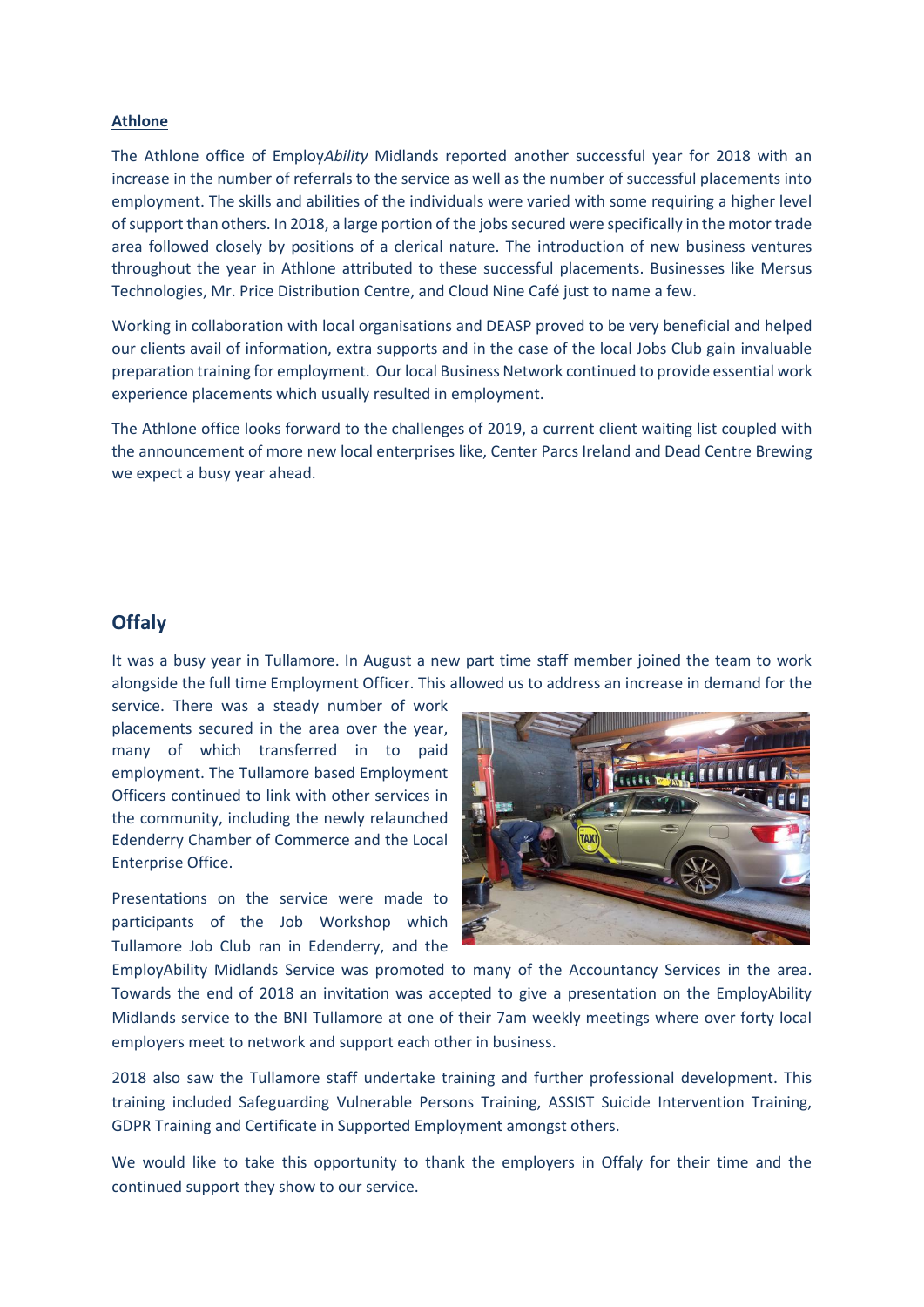## Athlone

The Athlone office of Employ*Ability* Midlands reported another successful year for 2018 with an increase in the number of referrals to the service as well as the number of successful placements into employment. The skills and abilities of the individuals were varied with some requiring a higher level of support than others. In 2018, a large portion of the jobs secured were specifically in the motor trade area followed closely by positions of a clerical nature. The introduction of new business ventures throughout the year in Athlone attributed to these successful placements. Businesses like Mersus Technologies, Mr. Price Distribution Centre, and Cloud Nine Café just to name a few.

Working in collaboration with local organisations and DEASP proved to be very beneficial and helped our clients avail of information, extra supports and in the case of the local Jobs Club gain invaluable preparation training for employment. Our local Business Network continued to provide essential work experience placements which usually resulted in employment.

The Athlone office looks forward to the challenges of 2019, a current client waiting list coupled with the announcement of more new local enterprises like, Center Parcs Ireland and Dead Centre Brewing we expect a busy year ahead.

## Offaly

It was a busy year in Tullamore. In August a new part time staff member joined the team to work alongside the full time Employment Officer. This allowed us to address an increase in demand for the service. There was a steady number of work placements secured in the area over the year, many of which transferred in to paid employment. The Tullamore based Employment Officers continued to link with other services in the community, including the newly relaunched Edenderry Chamber of Commerce and the Local Enterprise Office.

Presentations on the service were made to participants of the Job Workshop which Tullamore Job Club ran in Edenderry, and the EmployAbility Midlands Service was promoted to many of the Accountancy Services in the area. Towards the end of 2018 an invitation was accepted to give a presentation on the EmployAbility Midlands service to the BNI Tullamore at one of their 7am weekly meetings where over forty local employers meet to network and support each other in business.

2018 also saw the Tullamore staff undertake training and further professional development. This training included Safeguarding Vulnerable Persons Training, ASSIST Suicide Intervention Training, GDPR Training and Certificate in Supported Employment amongst others.

We would like to take this opportunity to thank the employers in Offaly for their time and the continued support they show to our service.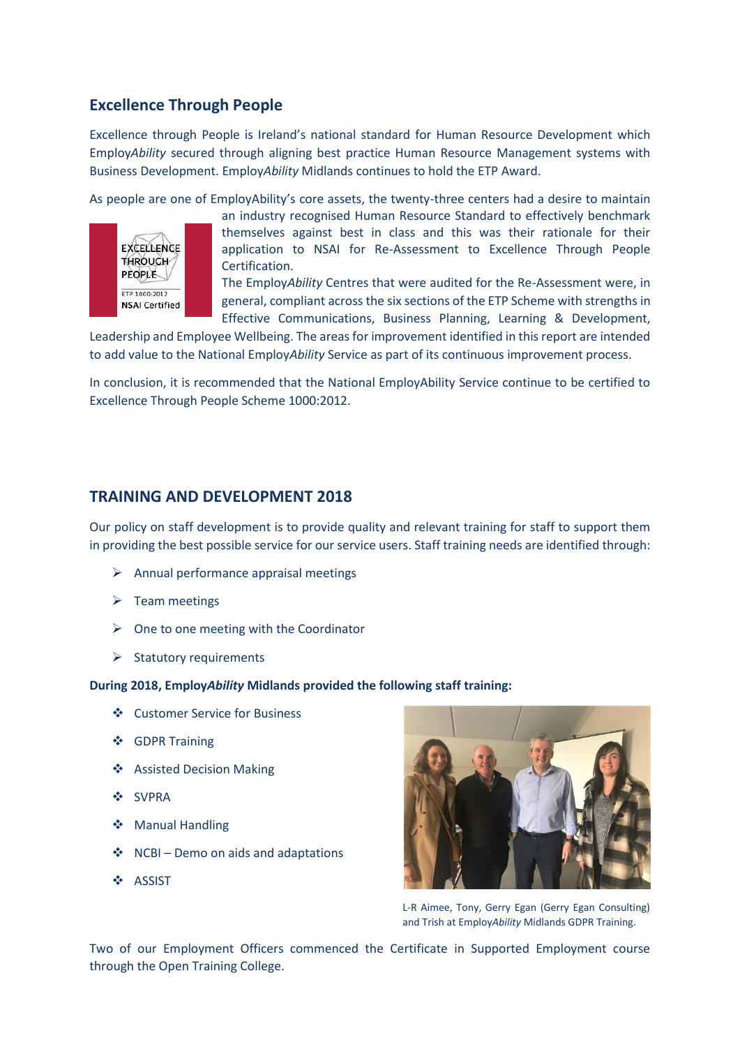## Excellence Through People

Excellence through People is Ireland's national standard for Human Resource Development which Employ*Ability* secured through aligning best practice Human Resource Management systems with Business Development. Employ*Ability* Midlands continues to hold the ETP Award.

As people are one of EmployAbility's core assets, the twenty-three centers had a desire to maintain an industry recognised Human Resource Standard to effectively benchmark themselves against best in class and this was their rationale for their application to NSAI for Re-Assessment to Excellence Through People Certification.

The Employ*Ability* Centres that were audited for the Re-Assessment were, in general, compliant across the six sections of the ETP Scheme with strengths in Effective Communications, Business Planning, Learning & Development, Leadership and Employee Wellbeing. The areas for improvement identified in this report are intended to add value to the National Employ*Ability* Service as part of its continuous improvement process.

In conclusion, it is recommended that the National EmployAbility Service continue to be certified to Excellence Through People Scheme 1000:2012.

## TRAINING AND DEVELOPMENT 2018

Our policy on staff development is to provide quality and relevant training for staff to support them in providing the best possible service for our service users. Staff training needs are identified through:

- Annual performance appraisal meetings
- Team meetings
- One to one meeting with the Coordinator
- Statutory requirements

**During 2018, Employ*Ability* Midlands provided the following staff training:**

- Customer Service for Business
- GDPR Training
- Assisted Decision Making
- SVPRA
- Manual Handling
- NCBI – Demo on aids and adaptations
- ASSIST

L-R Aimee, Tony, Gerry Egan (Gerry Egan Consulting) and Trish at Employ*Ability* Midlands GDPR Training.

Two of our Employment Officers commenced the Certificate in Supported Employment course through the Open Training College.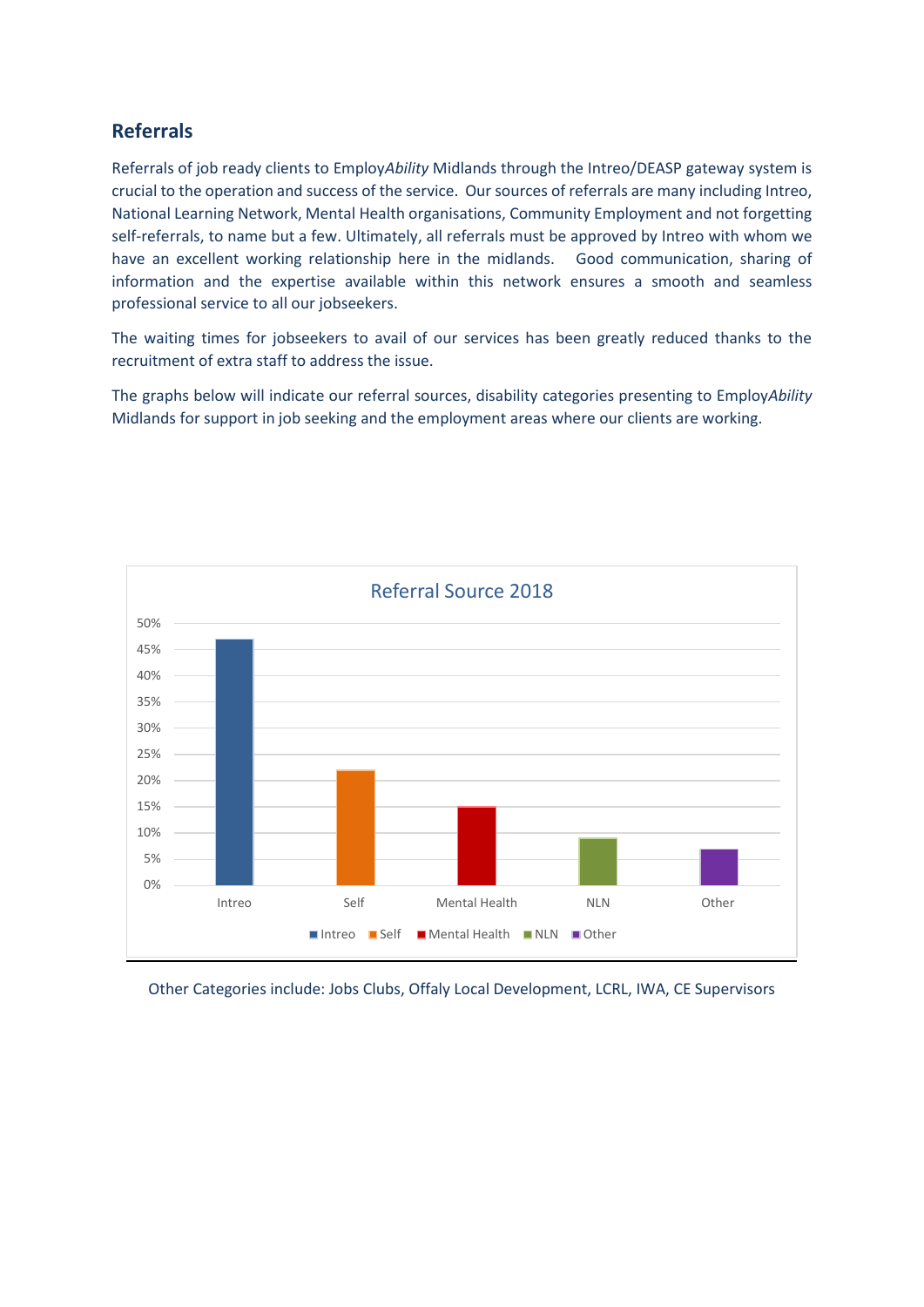## Referrals

Referrals of job ready clients to Employ*Ability* Midlands through the Intreo/DEASP gateway system is crucial to the operation and success of the service. Our sources of referrals are many including Intreo, National Learning Network, Mental Health organisations, Community Employment and not forgetting self-referrals, to name but a few. Ultimately, all referrals must be approved by Intreo with whom we have an excellent working relationship here in the midlands. Good communication, sharing of information and the expertise available within this network ensures a smooth and seamless professional service to all our jobseekers.

The waiting times for jobseekers to avail of our services has been greatly reduced thanks to the recruitment of extra staff to address the issue.

The graphs below will indicate our referral sources, disability categories presenting to Employ*Ability* Midlands for support in job seeking and the employment areas where our clients are working.

**Referral Source 2018**

| Source | Approx. % |
|---|---|
| Intreo | 47% |
| Self | 22% |
| Mental Health | 15% |
| NLN | 9% |
| Other | 7% |

Other Categories include: Jobs Clubs, Offaly Local Development, LCRL, IWA, CE Supervisors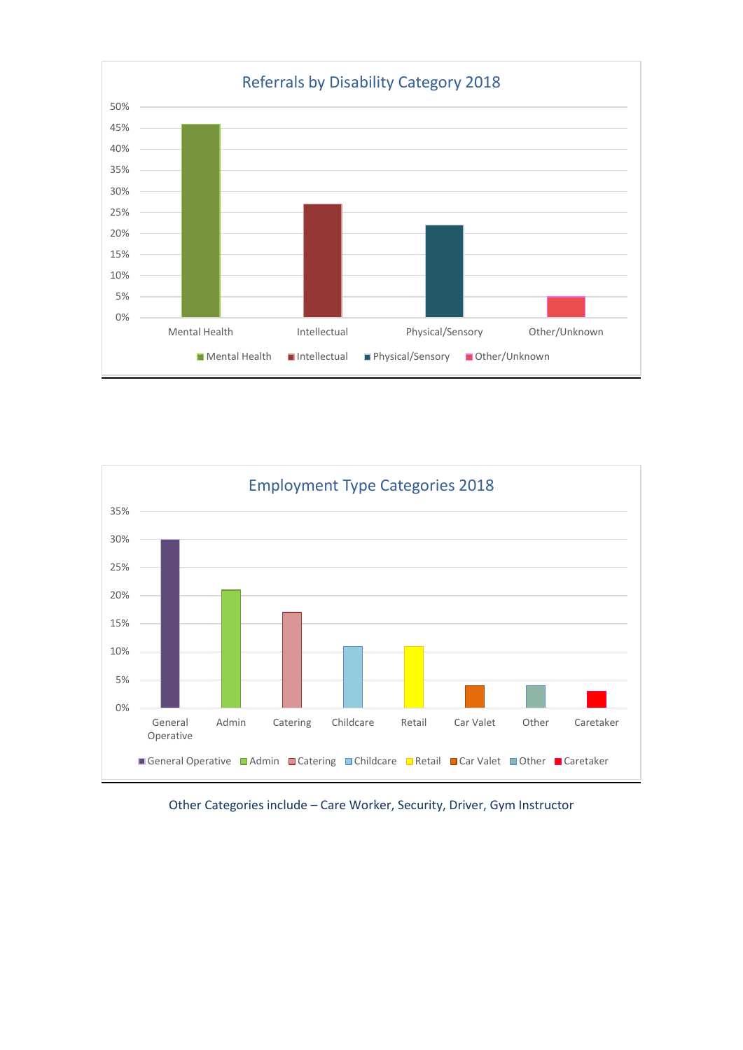## Referrals by Disability Category 2018

| Category | Percentage |
| --- | --- |
| Mental Health | 46% |
| Intellectual | 27% |
| Physical/Sensory | 22% |
| Other/Unknown | 5% |

## Employment Type Categories 2018

| Category | Percentage |
| --- | --- |
| General Operative | 30% |
| Admin | 21% |
| Catering | 17% |
| Childcare | 11% |
| Retail | 11% |
| Car Valet | 4% |
| Other | 4% |
| Caretaker | 3% |

Other Categories include – Care Worker, Security, Driver, Gym Instructor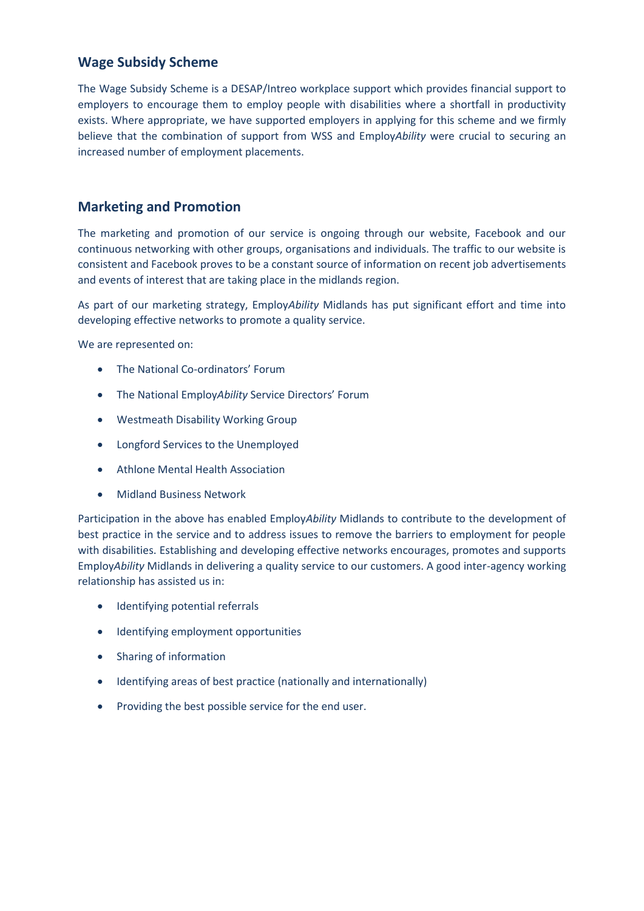## Wage Subsidy Scheme

The Wage Subsidy Scheme is a DESAP/Intreo workplace support which provides financial support to employers to encourage them to employ people with disabilities where a shortfall in productivity exists. Where appropriate, we have supported employers in applying for this scheme and we firmly believe that the combination of support from WSS and Employ*Ability* were crucial to securing an increased number of employment placements.

## Marketing and Promotion

The marketing and promotion of our service is ongoing through our website, Facebook and our continuous networking with other groups, organisations and individuals. The traffic to our website is consistent and Facebook proves to be a constant source of information on recent job advertisements and events of interest that are taking place in the midlands region.

As part of our marketing strategy, Employ*Ability* Midlands has put significant effort and time into developing effective networks to promote a quality service.

We are represented on:

- The National Co-ordinators' Forum
- The National Employ*Ability* Service Directors' Forum
- Westmeath Disability Working Group
- Longford Services to the Unemployed
- Athlone Mental Health Association
- Midland Business Network

Participation in the above has enabled Employ*Ability* Midlands to contribute to the development of best practice in the service and to address issues to remove the barriers to employment for people with disabilities. Establishing and developing effective networks encourages, promotes and supports Employ*Ability* Midlands in delivering a quality service to our customers. A good inter-agency working relationship has assisted us in:

- Identifying potential referrals
- Identifying employment opportunities
- Sharing of information
- Identifying areas of best practice (nationally and internationally)
- Providing the best possible service for the end user.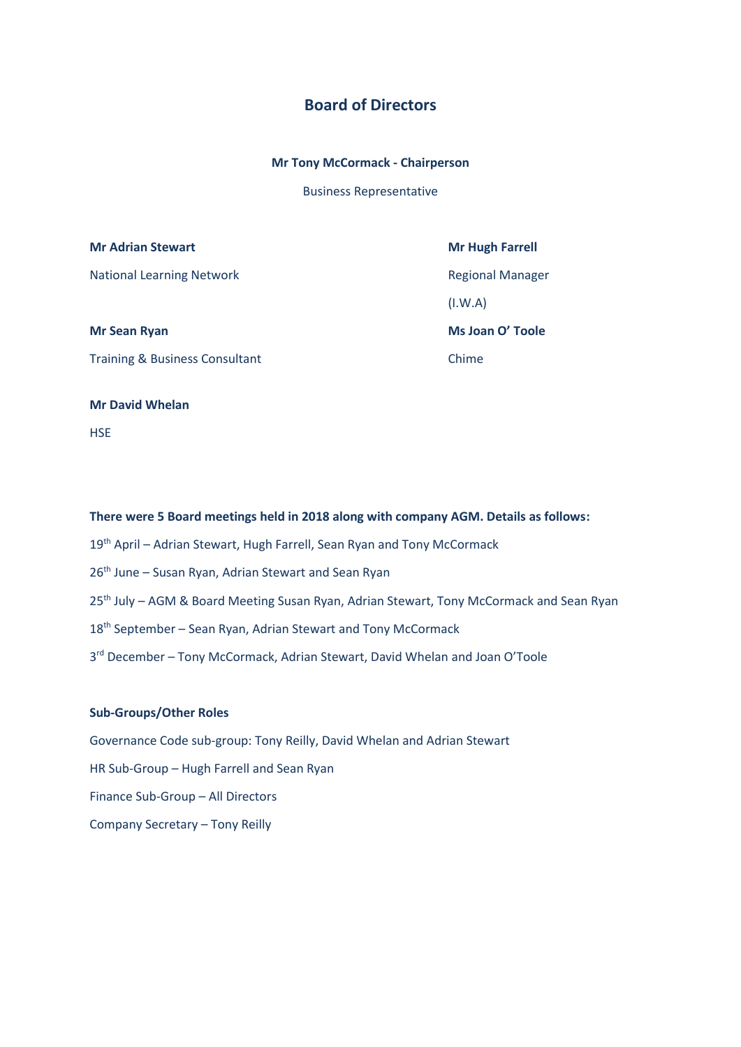# Board of Directors

**Mr Tony McCormack - Chairperson**

Business Representative

**Mr Adrian Stewart**

National Learning Network

**Mr Hugh Farrell**

Regional Manager

(I.W.A)

**Mr Sean Ryan**

Training & Business Consultant

**Ms Joan O' Toole**

Chime

**Mr David Whelan**

HSE

**There were 5 Board meetings held in 2018 along with company AGM. Details as follows:**

19th April – Adrian Stewart, Hugh Farrell, Sean Ryan and Tony McCormack

26th June – Susan Ryan, Adrian Stewart and Sean Ryan

25th July – AGM & Board Meeting Susan Ryan, Adrian Stewart, Tony McCormack and Sean Ryan

18th September – Sean Ryan, Adrian Stewart and Tony McCormack

3rd December – Tony McCormack, Adrian Stewart, David Whelan and Joan O'Toole

**Sub-Groups/Other Roles**

Governance Code sub-group: Tony Reilly, David Whelan and Adrian Stewart

HR Sub-Group – Hugh Farrell and Sean Ryan

Finance Sub-Group – All Directors

Company Secretary – Tony Reilly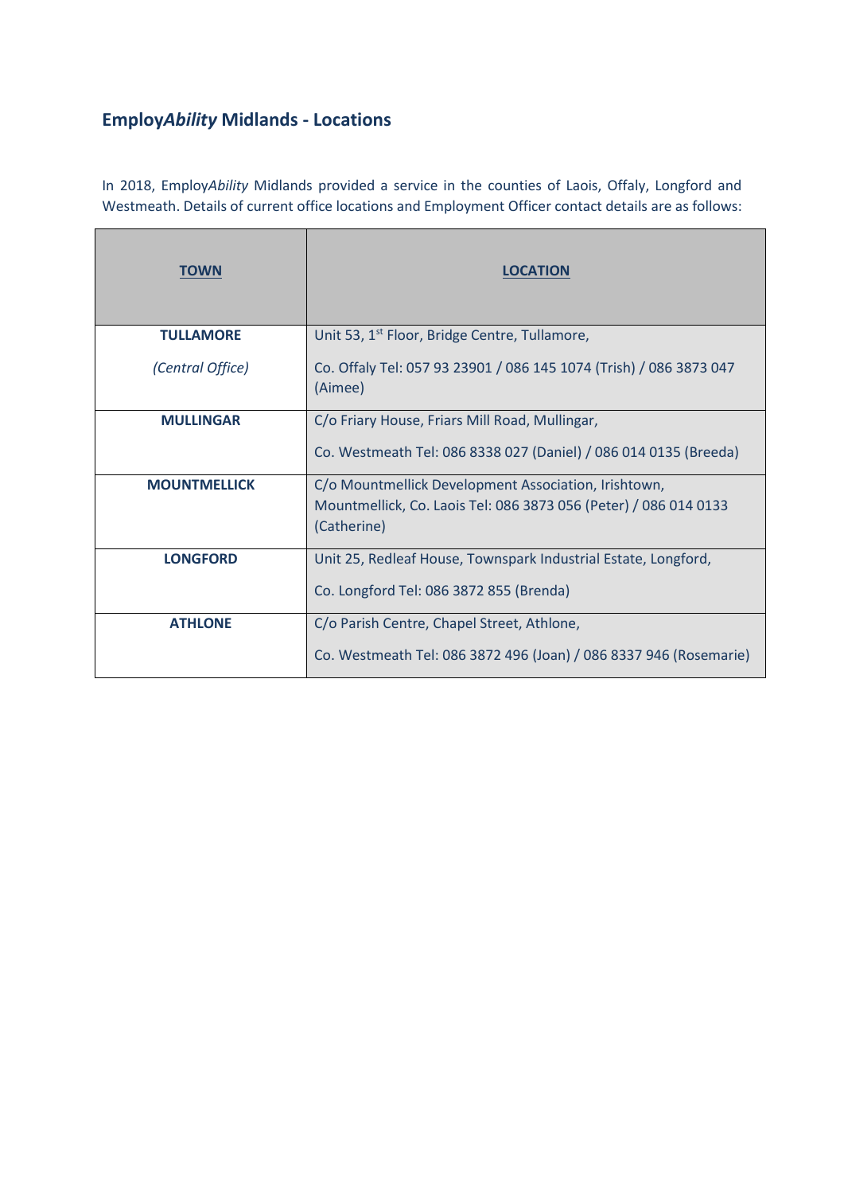## Employ*Ability* Midlands - Locations

In 2018, Employ*Ability* Midlands provided a service in the counties of Laois, Offaly, Longford and Westmeath. Details of current office locations and Employment Officer contact details are as follows:

| TOWN | LOCATION |
|---|---|
| **TULLAMORE** *(Central Office)* | Unit 53, 1st Floor, Bridge Centre, Tullamore, Co. Offaly Tel: 057 93 23901 / 086 145 1074 (Trish) / 086 3873 047 (Aimee) |
| **MULLINGAR** | C/o Friary House, Friars Mill Road, Mullingar, Co. Westmeath Tel: 086 8338 027 (Daniel) / 086 014 0135 (Breeda) |
| **MOUNTMELLICK** | C/o Mountmellick Development Association, Irishtown, Mountmellick, Co. Laois Tel: 086 3873 056 (Peter) / 086 014 0133 (Catherine) |
| **LONGFORD** | Unit 25, Redleaf House, Townspark Industrial Estate, Longford, Co. Longford Tel: 086 3872 855 (Brenda) |
| **ATHLONE** | C/o Parish Centre, Chapel Street, Athlone, Co. Westmeath Tel: 086 3872 496 (Joan) / 086 8337 946 (Rosemarie) |